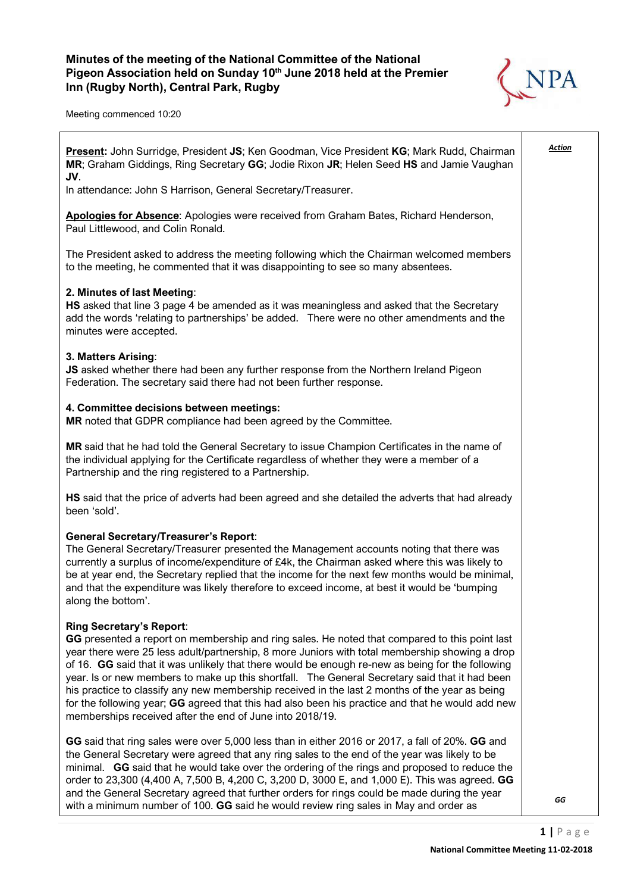# Minutes of the meeting of the National Committee of the National Pigeon Association held on Sunday 10th June 2018 held at the Premier Inn (Rugby North), Central Park, Rugby

Meeting commenced 10:20

| | ***Action*** |
|---|---|
| **Present:** John Surridge, President **JS**; Ken Goodman, Vice President **KG**; Mark Rudd, Chairman **MR**; Graham Giddings, Ring Secretary **GG**; Jodie Rixon **JR**; Helen Seed **HS** and Jamie Vaughan **JV**.<br>In attendance: John S Harrison, General Secretary/Treasurer.<br><br>**Apologies for Absence**: Apologies were received from Graham Bates, Richard Henderson, Paul Littlewood, and Colin Ronald.<br><br>The President asked to address the meeting following which the Chairman welcomed members to the meeting, he commented that it was disappointing to see so many absentees.<br><br>**2. Minutes of last Meeting**:<br>**HS** asked that line 3 page 4 be amended as it was meaningless and asked that the Secretary add the words 'relating to partnerships' be added. There were no other amendments and the minutes were accepted.<br><br>**3. Matters Arising**:<br>**JS** asked whether there had been any further response from the Northern Ireland Pigeon Federation. The secretary said there had not been further response.<br><br>**4. Committee decisions between meetings:**<br>**MR** noted that GDPR compliance had been agreed by the Committee.<br><br>**MR** said that he had told the General Secretary to issue Champion Certificates in the name of the individual applying for the Certificate regardless of whether they were a member of a Partnership and the ring registered to a Partnership.<br><br>**HS** said that the price of adverts had been agreed and she detailed the adverts that had already been 'sold'.<br><br>**General Secretary/Treasurer's Report**:<br>The General Secretary/Treasurer presented the Management accounts noting that there was currently a surplus of income/expenditure of £4k, the Chairman asked where this was likely to be at year end, the Secretary replied that the income for the next few months would be minimal, and that the expenditure was likely therefore to exceed income, at best it would be 'bumping along the bottom'.<br><br>**Ring Secretary's Report**:<br>**GG** presented a report on membership and ring sales. He noted that compared to this point last year there were 25 less adult/partnership, 8 more Juniors with total membership showing a drop of 16. **GG** said that it was unlikely that there would be enough re-new as being for the following year. Is or new members to make up this shortfall. The General Secretary said that it had been his practice to classify any new membership received in the last 2 months of the year as being for the following year; **GG** agreed that this had also been his practice and that he would add new memberships received after the end of June into 2018/19.<br><br>**GG** said that ring sales were over 5,000 less than in either 2016 or 2017, a fall of 20%. **GG** and the General Secretary were agreed that any ring sales to the end of the year was likely to be minimal. **GG** said that he would take over the ordering of the rings and proposed to reduce the order to 23,300 (4,400 A, 7,500 B, 4,200 C, 3,200 D, 3000 E, and 1,000 E). This was agreed. **GG** and the General Secretary agreed that further orders for rings could be made during the year with a minimum number of 100. **GG** said he would review ring sales in May and order as | ***GG*** |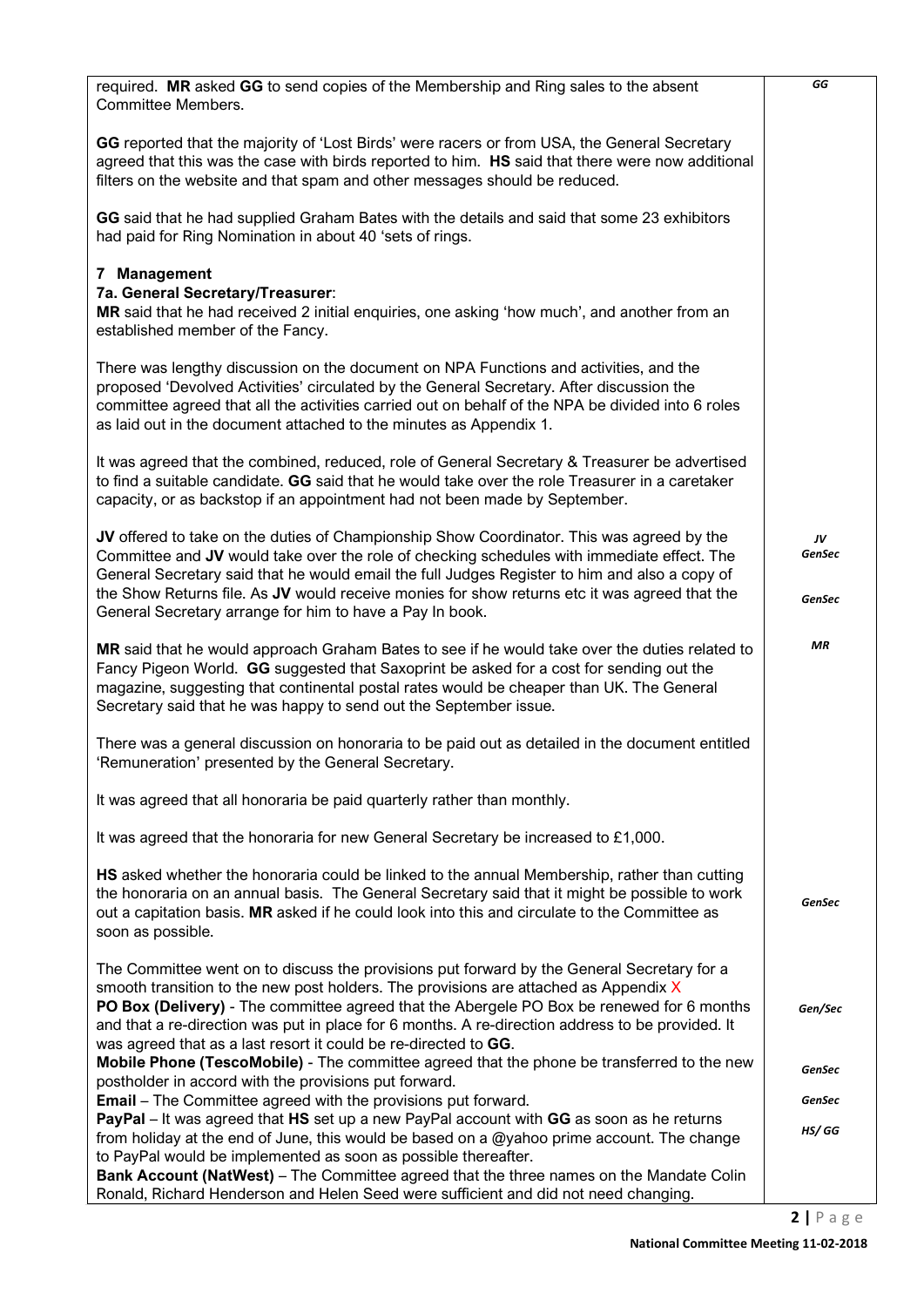| | |
|---|---|
| required. **MR** asked **GG** to send copies of the Membership and Ring sales to the absent Committee Members. | *GG* |
| **GG** reported that the majority of 'Lost Birds' were racers or from USA, the General Secretary agreed that this was the case with birds reported to him. **HS** said that there were now additional filters on the website and that spam and other messages should be reduced. | |
| **GG** said that he had supplied Graham Bates with the details and said that some 23 exhibitors had paid for Ring Nomination in about 40 'sets of rings. | |
| **7 Management**<br>**7a. General Secretary/Treasurer**:<br>**MR** said that he had received 2 initial enquiries, one asking 'how much', and another from an established member of the Fancy. | |
| There was lengthy discussion on the document on NPA Functions and activities, and the proposed 'Devolved Activities' circulated by the General Secretary. After discussion the committee agreed that all the activities carried out on behalf of the NPA be divided into 6 roles as laid out in the document attached to the minutes as Appendix 1. | |
| It was agreed that the combined, reduced, role of General Secretary & Treasurer be advertised to find a suitable candidate. **GG** said that he would take over the role Treasurer in a caretaker capacity, or as backstop if an appointment had not been made by September. | |
| **JV** offered to take on the duties of Championship Show Coordinator. This was agreed by the Committee and **JV** would take over the role of checking schedules with immediate effect. The General Secretary said that he would email the full Judges Register to him and also a copy of the Show Returns file. As **JV** would receive monies for show returns etc it was agreed that the General Secretary arrange for him to have a Pay In book. | *JV*<br>*GenSec*<br><br>*GenSec* |
| **MR** said that he would approach Graham Bates to see if he would take over the duties related to Fancy Pigeon World. **GG** suggested that Saxoprint be asked for a cost for sending out the magazine, suggesting that continental postal rates would be cheaper than UK. The General Secretary said that he was happy to send out the September issue. | *MR* |
| There was a general discussion on honoraria to be paid out as detailed in the document entitled 'Remuneration' presented by the General Secretary. | |
| It was agreed that all honoraria be paid quarterly rather than monthly. | |
| It was agreed that the honoraria for new General Secretary be increased to £1,000. | |
| **HS** asked whether the honoraria could be linked to the annual Membership, rather than cutting the honoraria on an annual basis. The General Secretary said that it might be possible to work out a capitation basis. **MR** asked if he could look into this and circulate to the Committee as soon as possible. | *GenSec* |
| The Committee went on to discuss the provisions put forward by the General Secretary for a smooth transition to the new post holders. The provisions are attached as Appendix X | |
| **PO Box (Delivery)** - The committee agreed that the Abergele PO Box be renewed for 6 months and that a re-direction was put in place for 6 months. A re-direction address to be provided. It was agreed that as a last resort it could be re-directed to **GG**. | *Gen/Sec* |
| **Mobile Phone (TescoMobile)** - The committee agreed that the phone be transferred to the new postholder in accord with the provisions put forward. | *GenSec* |
| **Email** – The Committee agreed with the provisions put forward. | *GenSec* |
| **PayPal** – It was agreed that **HS** set up a new PayPal account with **GG** as soon as he returns from holiday at the end of June, this would be based on a @yahoo prime account. The change to PayPal would be implemented as soon as possible thereafter. | *HS/ GG* |
| **Bank Account (NatWest)** – The Committee agreed that the three names on the Mandate Colin Ronald, Richard Henderson and Helen Seed were sufficient and did not need changing. | |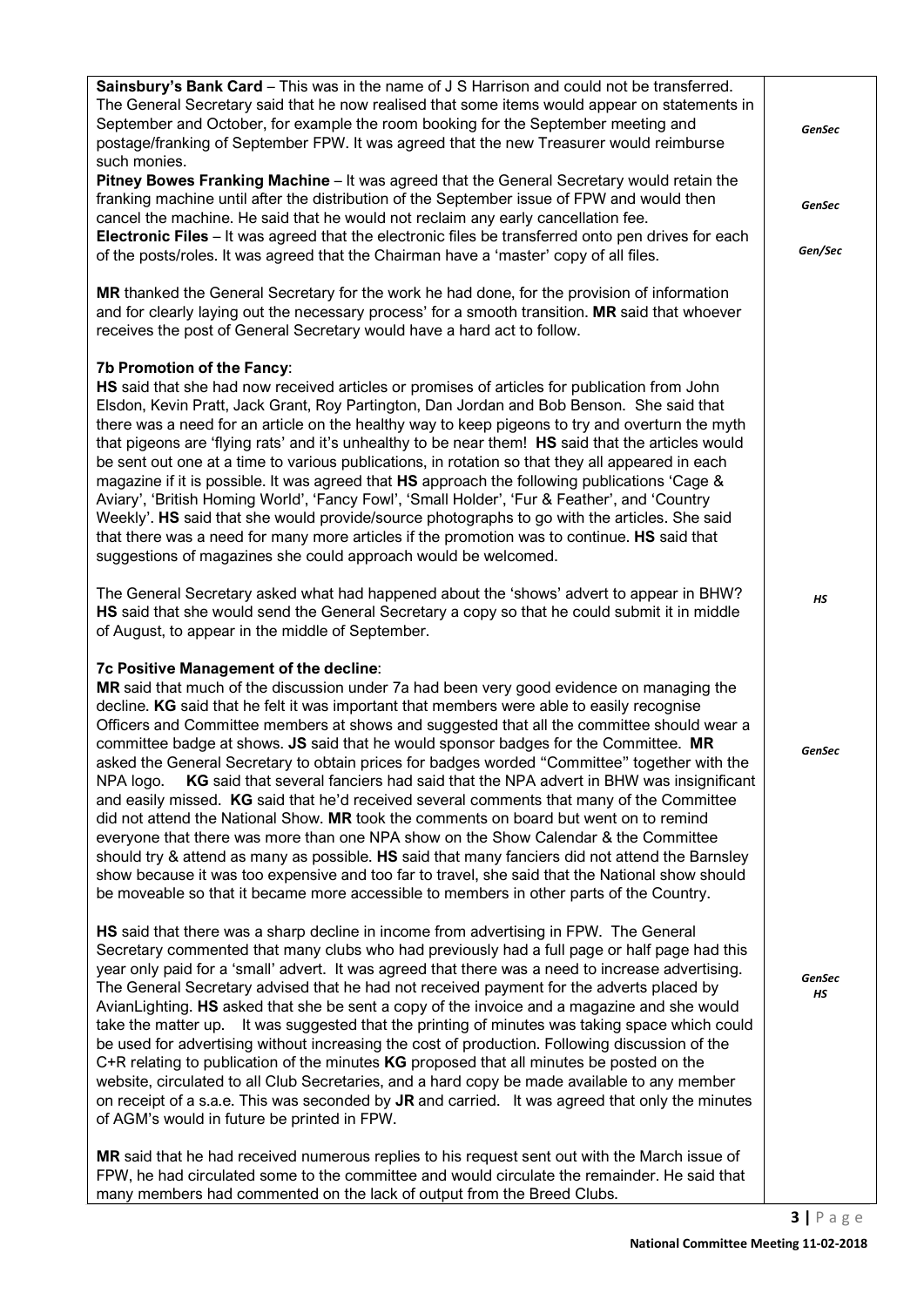| | |
|---|---|
| **Sainsbury's Bank Card** – This was in the name of J S Harrison and could not be transferred. The General Secretary said that he now realised that some items would appear on statements in September and October, for example the room booking for the September meeting and postage/franking of September FPW. It was agreed that the new Treasurer would reimburse such monies. | *GenSec* |
| **Pitney Bowes Franking Machine** – It was agreed that the General Secretary would retain the franking machine until after the distribution of the September issue of FPW and would then cancel the machine. He said that he would not reclaim any early cancellation fee. | *GenSec* |
| **Electronic Files** – It was agreed that the electronic files be transferred onto pen drives for each of the posts/roles. It was agreed that the Chairman have a 'master' copy of all files. | *Gen/Sec* |
| **MR** thanked the General Secretary for the work he had done, for the provision of information and for clearly laying out the necessary process' for a smooth transition. **MR** said that whoever receives the post of General Secretary would have a hard act to follow. | |
| **7b Promotion of the Fancy**:<br>**HS** said that she had now received articles or promises of articles for publication from John Elsdon, Kevin Pratt, Jack Grant, Roy Partington, Dan Jordan and Bob Benson. She said that there was a need for an article on the healthy way to keep pigeons to try and overturn the myth that pigeons are 'flying rats' and it's unhealthy to be near them! **HS** said that the articles would be sent out one at a time to various publications, in rotation so that they all appeared in each magazine if it is possible. It was agreed that **HS** approach the following publications 'Cage & Aviary', 'British Homing World', 'Fancy Fowl', 'Small Holder', 'Fur & Feather', and 'Country Weekly'. **HS** said that she would provide/source photographs to go with the articles. She said that there was a need for many more articles if the promotion was to continue. **HS** said that suggestions of magazines she could approach would be welcomed. | |
| The General Secretary asked what had happened about the 'shows' advert to appear in BHW? **HS** said that she would send the General Secretary a copy so that he could submit it in middle of August, to appear in the middle of September. | *HS* |
| **7c Positive Management of the decline**:<br>**MR** said that much of the discussion under 7a had been very good evidence on managing the decline. **KG** said that he felt it was important that members were able to easily recognise Officers and Committee members at shows and suggested that all the committee should wear a committee badge at shows. **JS** said that he would sponsor badges for the Committee. **MR** asked the General Secretary to obtain prices for badges worded "Committee" together with the NPA logo. **KG** said that several fanciers had said that the NPA advert in BHW was insignificant and easily missed. **KG** said that he'd received several comments that many of the Committee did not attend the National Show. **MR** took the comments on board but went on to remind everyone that there was more than one NPA show on the Show Calendar & the Committee should try & attend as many as possible. **HS** said that many fanciers did not attend the Barnsley show because it was too expensive and too far to travel, she said that the National show should be moveable so that it became more accessible to members in other parts of the Country. | *GenSec* |
| **HS** said that there was a sharp decline in income from advertising in FPW. The General Secretary commented that many clubs who had previously had a full page or half page had this year only paid for a 'small' advert. It was agreed that there was a need to increase advertising. The General Secretary advised that he had not received payment for the adverts placed by AvianLighting. **HS** asked that she be sent a copy of the invoice and a magazine and she would take the matter up. It was suggested that the printing of minutes was taking space which could be used for advertising without increasing the cost of production. Following discussion of the C+R relating to publication of the minutes **KG** proposed that all minutes be posted on the website, circulated to all Club Secretaries, and a hard copy be made available to any member on receipt of a s.a.e. This was seconded by **JR** and carried. It was agreed that only the minutes of AGM's would in future be printed in FPW. | *GenSec*<br>*HS* |
| **MR** said that he had received numerous replies to his request sent out with the March issue of FPW, he had circulated some to the committee and would circulate the remainder. He said that many members had commented on the lack of output from the Breed Clubs. | |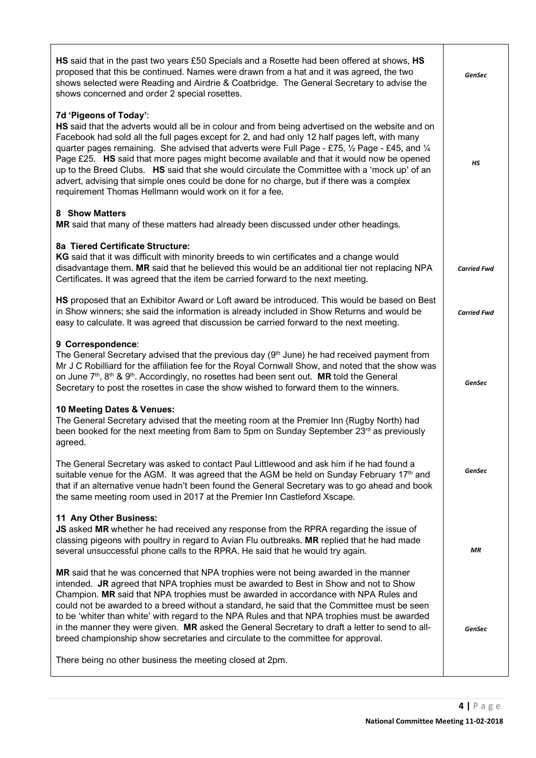| | |
|---|---|
| **HS** said that in the past two years £50 Specials and a Rosette had been offered at shows, **HS** proposed that this be continued. Names were drawn from a hat and it was agreed, the two shows selected were Reading and Airdrie & Coatbridge. The General Secretary to advise the shows concerned and order 2 special rosettes. | *GenSec* |
| **7d 'Pigeons of Today'**:<br>**HS** said that the adverts would all be in colour and from being advertised on the website and on Facebook had sold all the full pages except for 2, and had only 12 half pages left, with many quarter pages remaining. She advised that adverts were Full Page - £75, ½ Page - £45, and ¼ Page £25. **HS** said that more pages might become available and that it would now be opened up to the Breed Clubs. **HS** said that she would circulate the Committee with a 'mock up' of an advert, advising that simple ones could be done for no charge, but if there was a complex requirement Thomas Hellmann would work on it for a fee. | *HS* |
| **8 Show Matters**<br>**MR** said that many of these matters had already been discussed under other headings. | |
| **8a Tiered Certificate Structure:**<br>**KG** said that it was difficult with minority breeds to win certificates and a change would disadvantage them. **MR** said that he believed this would be an additional tier not replacing NPA Certificates. It was agreed that the item be carried forward to the next meeting. | *Carried Fwd* |
| **HS** proposed that an Exhibitor Award or Loft award be introduced. This would be based on Best in Show winners; she said the information is already included in Show Returns and would be easy to calculate. It was agreed that discussion be carried forward to the next meeting. | *Carried Fwd* |
| **9 Correspondence**:<br>The General Secretary advised that the previous day (9th June) he had received payment from Mr J C Robilliard for the affiliation fee for the Royal Cornwall Show, and noted that the show was on June 7th, 8th & 9th. Accordingly, no rosettes had been sent out. **MR** told the General Secretary to post the rosettes in case the show wished to forward them to the winners. | *GenSec* |
| **10 Meeting Dates & Venues:**<br>The General Secretary advised that the meeting room at the Premier Inn (Rugby North) had been booked for the next meeting from 8am to 5pm on Sunday September 23rd as previously agreed. | |
| The General Secretary was asked to contact Paul Littlewood and ask him if he had found a suitable venue for the AGM. It was agreed that the AGM be held on Sunday February 17th and that if an alternative venue hadn't been found the General Secretary was to go ahead and book the same meeting room used in 2017 at the Premier Inn Castleford Xscape. | *GenSec* |
| **11 Any Other Business:**<br>**JS** asked **MR** whether he had received any response from the RPRA regarding the issue of classing pigeons with poultry in regard to Avian Flu outbreaks. **MR** replied that he had made several unsuccessful phone calls to the RPRA. He said that he would try again. | *MR* |
| **MR** said that he was concerned that NPA trophies were not being awarded in the manner intended. **JR** agreed that NPA trophies must be awarded to Best in Show and not to Show Champion. **MR** said that NPA trophies must be awarded in accordance with NPA Rules and could not be awarded to a breed without a standard, he said that the Committee must be seen to be 'whiter than white' with regard to the NPA Rules and that NPA trophies must be awarded in the manner they were given. **MR** asked the General Secretary to draft a letter to send to all-breed championship show secretaries and circulate to the committee for approval. | *GenSec* |
| There being no other business the meeting closed at 2pm. | |